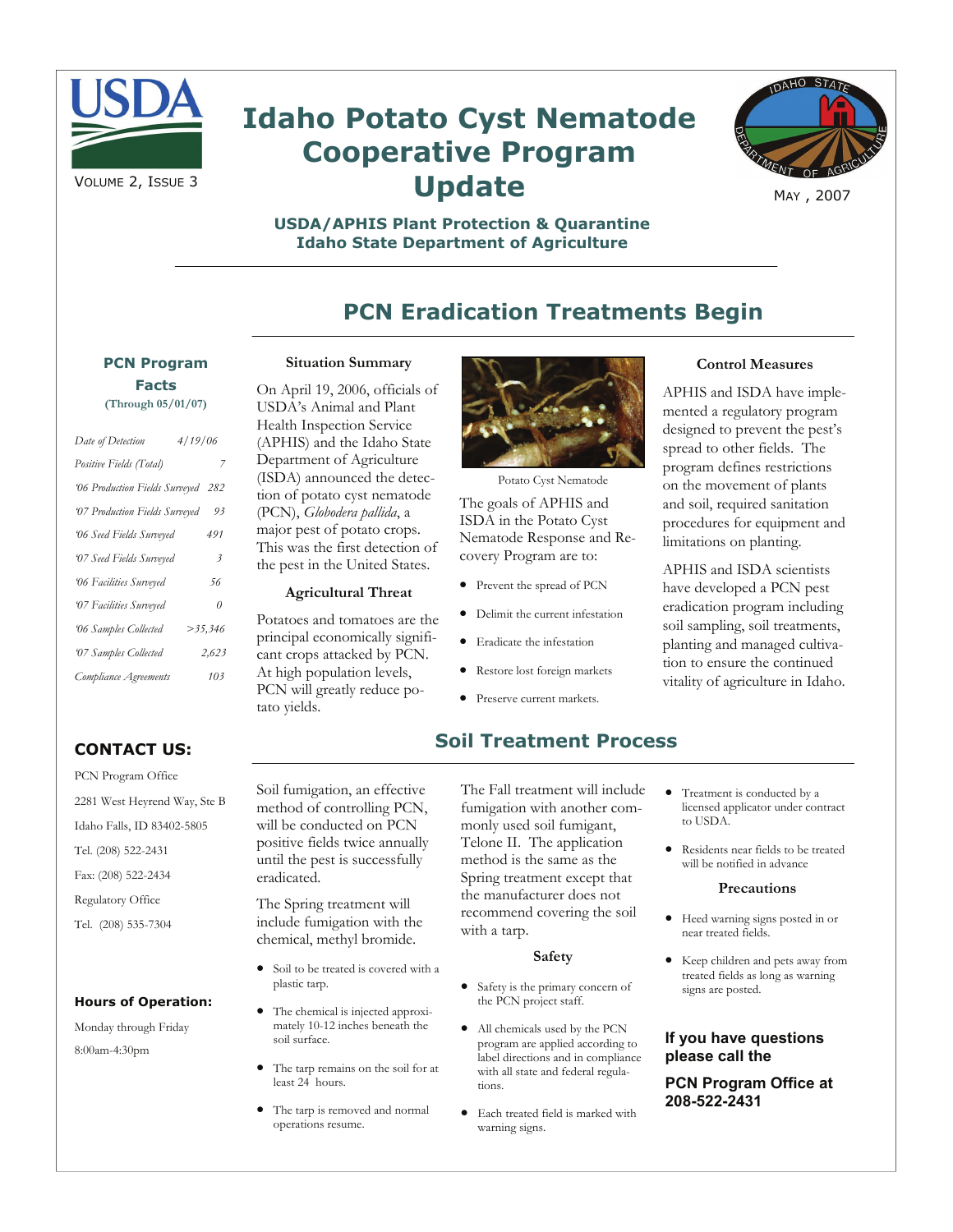# Idaho Potato Cyst Nematode Cooperative Program Update

VOLUME 2, ISSUE 3

MAY, 2007

**USDA/APHIS Plant Protection & Quarantine**
**Idaho State Department of Agriculture**

## PCN Eradication Treatments Begin

### PCN Program Facts

(Through 05/01/07)

| | |
|---|---|
| *Date of Detection* | *4/19/06* |
| *Positive Fields (Total)* | *7* |
| *'06 Production Fields Surveyed* | *282* |
| *'07 Production Fields Surveyed* | *93* |
| *'06 Seed Fields Surveyed* | *491* |
| *'07 Seed Fields Surveyed* | *3* |
| *'06 Facilities Surveyed* | *56* |
| *'07 Facilities Surveyed* | *0* |
| *'06 Samples Collected* | *>35,346* |
| *'07 Samples Collected* | *2,623* |
| *Compliance Agreements* | *103* |

### Situation Summary

On April 19, 2006, officials of USDA's Animal and Plant Health Inspection Service (APHIS) and the Idaho State Department of Agriculture (ISDA) announced the detection of potato cyst nematode (PCN), *Globodera pallida*, a major pest of potato crops. This was the first detection of the pest in the United States.

### Agricultural Threat

Potatoes and tomatoes are the principal economically significant crops attacked by PCN. At high population levels, PCN will greatly reduce potato yields.

Potato Cyst Nematode

The goals of APHIS and ISDA in the Potato Cyst Nematode Response and Recovery Program are to:

- Prevent the spread of PCN
- Delimit the current infestation
- Eradicate the infestation
- Restore lost foreign markets
- Preserve current markets.

### Control Measures

APHIS and ISDA have implemented a regulatory program designed to prevent the pest's spread to other fields. The program defines restrictions on the movement of plants and soil, required sanitation procedures for equipment and limitations on planting.

APHIS and ISDA scientists have developed a PCN pest eradication program including soil sampling, soil treatments, planting and managed cultivation to ensure the continued vitality of agriculture in Idaho.

## Soil Treatment Process

Soil fumigation, an effective method of controlling PCN, will be conducted on PCN positive fields twice annually until the pest is successfully eradicated.

The Spring treatment will include fumigation with the chemical, methyl bromide.

- Soil to be treated is covered with a plastic tarp.
- The chemical is injected approximately 10-12 inches beneath the soil surface.
- The tarp remains on the soil for at least 24 hours.
- The tarp is removed and normal operations resume.

The Fall treatment will include fumigation with another commonly used soil fumigant, Telone II. The application method is the same as the Spring treatment except that the manufacturer does not recommend covering the soil with a tarp.

### Safety

- Safety is the primary concern of the PCN project staff.
- All chemicals used by the PCN program are applied according to label directions and in compliance with all state and federal regulations.
- Each treated field is marked with warning signs.
- Treatment is conducted by a licensed applicator under contract to USDA.
- Residents near fields to be treated will be notified in advance

### Precautions

- Heed warning signs posted in or near treated fields.
- Keep children and pets away from treated fields as long as warning signs are posted.

**If you have questions please call the**

**PCN Program Office at 208-522-2431**

## CONTACT US:

PCN Program Office

2281 West Heyrend Way, Ste B

Idaho Falls, ID 83402-5805

Tel. (208) 522-2431

Fax: (208) 522-2434

Regulatory Office

Tel. (208) 535-7304

### Hours of Operation:

Monday through Friday

8:00am-4:30pm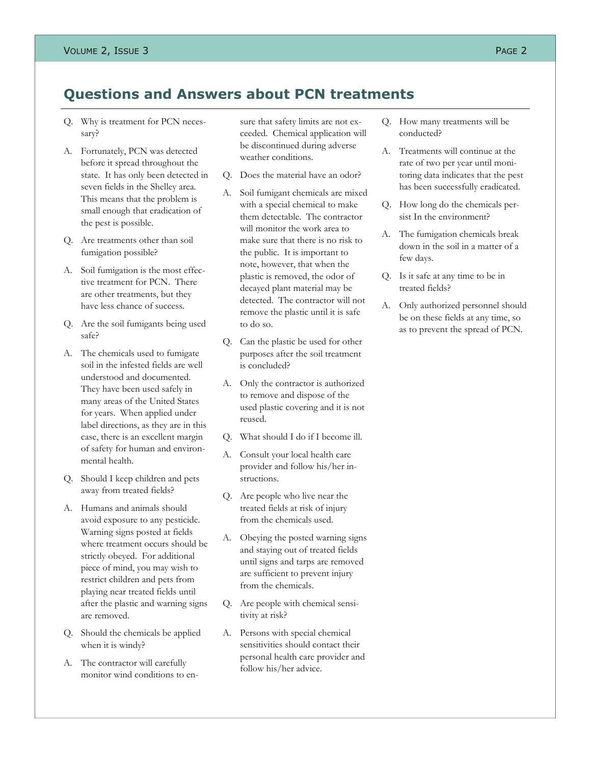## Questions and Answers about PCN treatments

Q. Why is treatment for PCN necessary?

A. Fortunately, PCN was detected before it spread throughout the state. It has only been detected in seven fields in the Shelley area. This means that the problem is small enough that eradication of the pest is possible.

Q. Are treatments other than soil fumigation possible?

A. Soil fumigation is the most effective treatment for PCN. There are other treatments, but they have less chance of success.

Q. Are the soil fumigants being used safe?

A. The chemicals used to fumigate soil in the infested fields are well understood and documented. They have been used safely in many areas of the United States for years. When applied under label directions, as they are in this case, there is an excellent margin of safety for human and environmental health.

Q. Should I keep children and pets away from treated fields?

A. Humans and animals should avoid exposure to any pesticide. Warning signs posted at fields where treatment occurs should be strictly obeyed. For additional piece of mind, you may wish to restrict children and pets from playing near treated fields until after the plastic and warning signs are removed.

Q. Should the chemicals be applied when it is windy?

A. The contractor will carefully monitor wind conditions to ensure that safety limits are not exceeded. Chemical application will be discontinued during adverse weather conditions.

Q. Does the material have an odor?

A. Soil fumigant chemicals are mixed with a special chemical to make them detectable. The contractor will monitor the work area to make sure that there is no risk to the public. It is important to note, however, that when the plastic is removed, the odor of decayed plant material may be detected. The contractor will not remove the plastic until it is safe to do so.

Q. Can the plastic be used for other purposes after the soil treatment is concluded?

A. Only the contractor is authorized to remove and dispose of the used plastic covering and it is not reused.

Q. What should I do if I become ill.

A. Consult your local health care provider and follow his/her instructions.

Q. Are people who live near the treated fields at risk of injury from the chemicals used.

A. Obeying the posted warning signs and staying out of treated fields until signs and tarps are removed are sufficient to prevent injury from the chemicals.

Q. Are people with chemical sensitivity at risk?

A. Persons with special chemical sensitivities should contact their personal health care provider and follow his/her advice.

Q. How many treatments will be conducted?

A. Treatments will continue at the rate of two per year until monitoring data indicates that the pest has been successfully eradicated.

Q. How long do the chemicals persist In the environment?

A. The fumigation chemicals break down in the soil in a matter of a few days.

Q. Is it safe at any time to be in treated fields?

A. Only authorized personnel should be on these fields at any time, so as to prevent the spread of PCN.